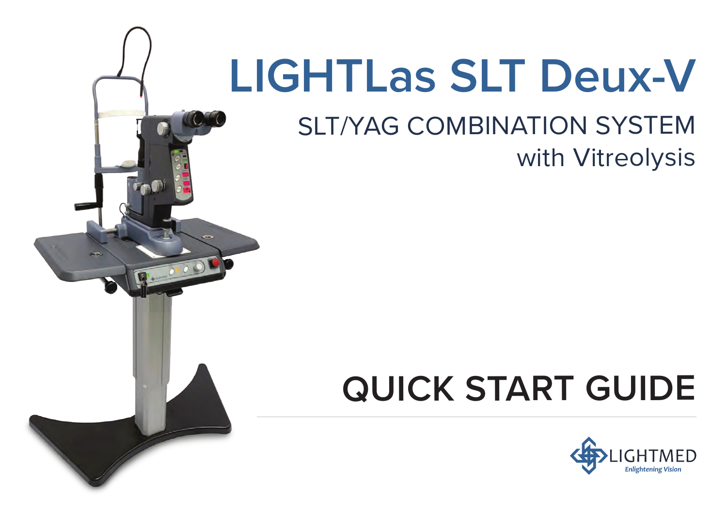# LIGHTLas SLT Deux-V

## SLT/YAG COMBINATION SYSTEM with Vitreolysis

# QUICK START GUIDE

LIGHTMED
Enlightening Vision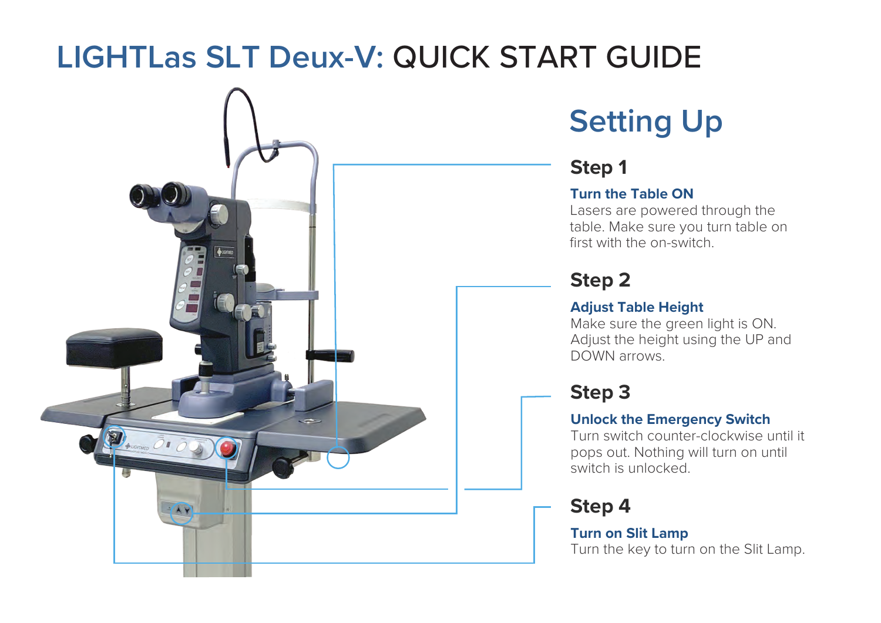# LIGHTLas SLT Deux-V: QUICK START GUIDE

## Setting Up

### Step 1

**Turn the Table ON**

Lasers are powered through the table. Make sure you turn table on first with the on-switch.

### Step 2

**Adjust Table Height**

Make sure the green light is ON. Adjust the height using the UP and DOWN arrows.

### Step 3

**Unlock the Emergency Switch**

Turn switch counter-clockwise until it pops out. Nothing will turn on until switch is unlocked.

### Step 4

**Turn on Slit Lamp**

Turn the key to turn on the Slit Lamp.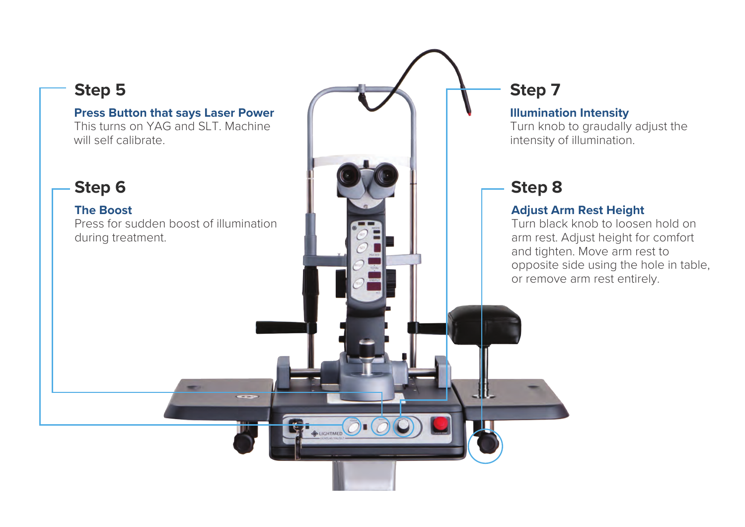## Step 5

**Press Button that says Laser Power**

This turns on YAG and SLT. Machine will self calibrate.

## Step 6

**The Boost**

Press for sudden boost of illumination during treatment.

## Step 7

**Illumination Intensity**

Turn knob to graudally adjust the intensity of illumination.

## Step 8

**Adjust Arm Rest Height**

Turn black knob to loosen hold on arm rest. Adjust height for comfort and tighten. Move arm rest to opposite side using the hole in table, or remove arm rest entirely.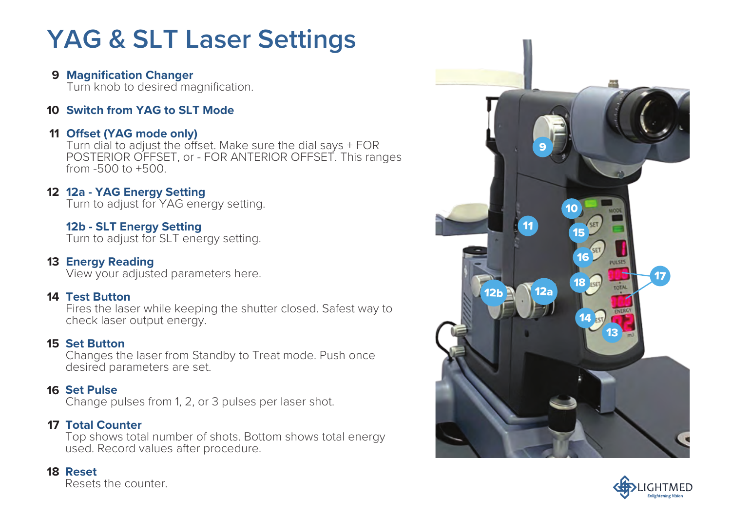# YAG & SLT Laser Settings

**9 Magnification Changer**
Turn knob to desired magnification.

**10 Switch from YAG to SLT Mode**

**11 Offset (YAG mode only)**
Turn dial to adjust the offset. Make sure the dial says + FOR POSTERIOR OFFSET, or - FOR ANTERIOR OFFSET. This ranges from -500 to +500.

**12 12a - YAG Energy Setting**
Turn to adjust for YAG energy setting.

**12b - SLT Energy Setting**
Turn to adjust for SLT energy setting.

**13 Energy Reading**
View your adjusted parameters here.

**14 Test Button**
Fires the laser while keeping the shutter closed. Safest way to check laser output energy.

**15 Set Button**
Changes the laser from Standby to Treat mode. Push once desired parameters are set.

**16 Set Pulse**
Change pulses from 1, 2, or 3 pulses per laser shot.

**17 Total Counter**
Top shows total number of shots. Bottom shows total energy used. Record values after procedure.

**18 Reset**
Resets the counter.

LIGHTMED
Enlightening Vision